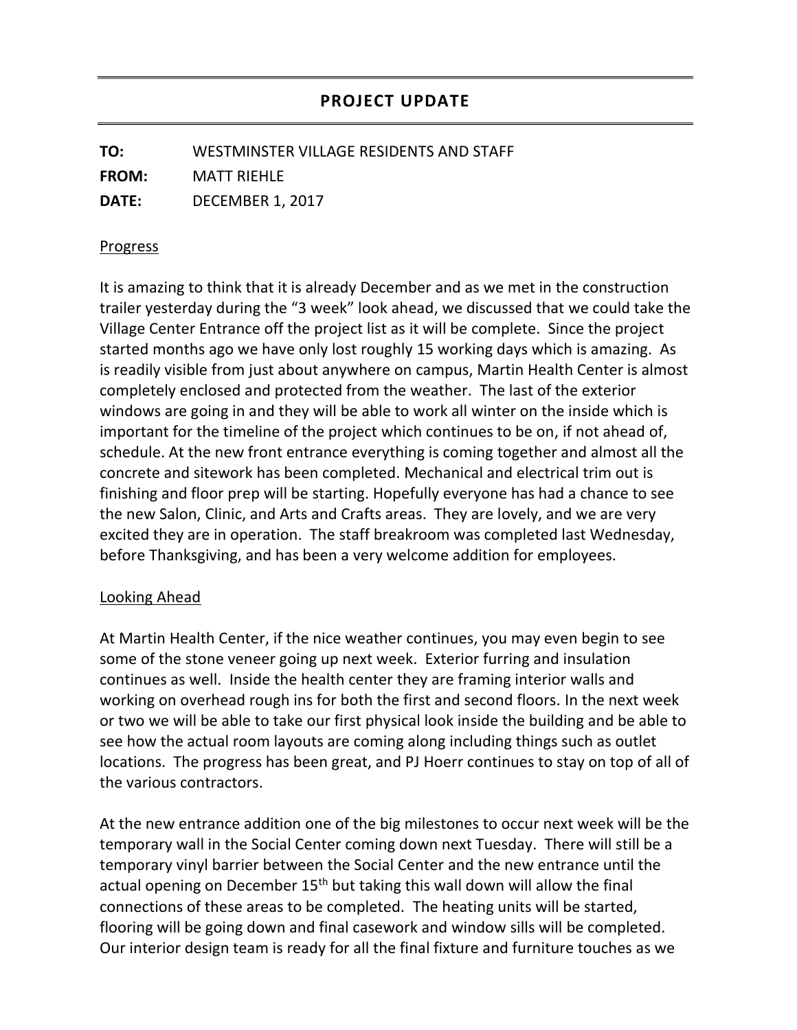# PROJECT UPDATE

**TO:** WESTMINSTER VILLAGE RESIDENTS AND STAFF

**FROM:** MATT RIEHLE

**DATE:** DECEMBER 1, 2017

## Progress

It is amazing to think that it is already December and as we met in the construction trailer yesterday during the "3 week" look ahead, we discussed that we could take the Village Center Entrance off the project list as it will be complete. Since the project started months ago we have only lost roughly 15 working days which is amazing. As is readily visible from just about anywhere on campus, Martin Health Center is almost completely enclosed and protected from the weather. The last of the exterior windows are going in and they will be able to work all winter on the inside which is important for the timeline of the project which continues to be on, if not ahead of, schedule. At the new front entrance everything is coming together and almost all the concrete and sitework has been completed. Mechanical and electrical trim out is finishing and floor prep will be starting. Hopefully everyone has had a chance to see the new Salon, Clinic, and Arts and Crafts areas. They are lovely, and we are very excited they are in operation. The staff breakroom was completed last Wednesday, before Thanksgiving, and has been a very welcome addition for employees.

## Looking Ahead

At Martin Health Center, if the nice weather continues, you may even begin to see some of the stone veneer going up next week. Exterior furring and insulation continues as well. Inside the health center they are framing interior walls and working on overhead rough ins for both the first and second floors. In the next week or two we will be able to take our first physical look inside the building and be able to see how the actual room layouts are coming along including things such as outlet locations. The progress has been great, and PJ Hoerr continues to stay on top of all of the various contractors.

At the new entrance addition one of the big milestones to occur next week will be the temporary wall in the Social Center coming down next Tuesday. There will still be a temporary vinyl barrier between the Social Center and the new entrance until the actual opening on December 15th but taking this wall down will allow the final connections of these areas to be completed. The heating units will be started, flooring will be going down and final casework and window sills will be completed. Our interior design team is ready for all the final fixture and furniture touches as we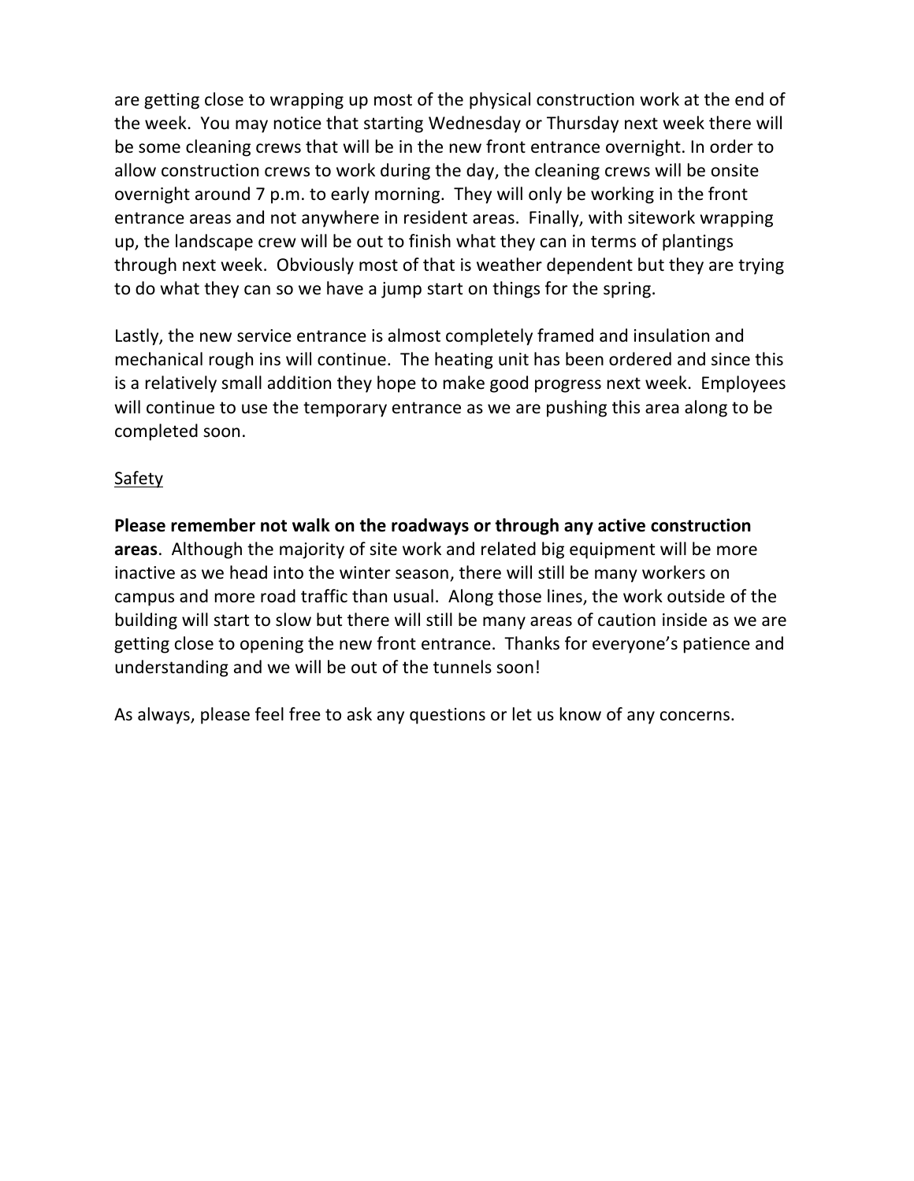are getting close to wrapping up most of the physical construction work at the end of the week. You may notice that starting Wednesday or Thursday next week there will be some cleaning crews that will be in the new front entrance overnight. In order to allow construction crews to work during the day, the cleaning crews will be onsite overnight around 7 p.m. to early morning. They will only be working in the front entrance areas and not anywhere in resident areas. Finally, with sitework wrapping up, the landscape crew will be out to finish what they can in terms of plantings through next week. Obviously most of that is weather dependent but they are trying to do what they can so we have a jump start on things for the spring.

Lastly, the new service entrance is almost completely framed and insulation and mechanical rough ins will continue. The heating unit has been ordered and since this is a relatively small addition they hope to make good progress next week. Employees will continue to use the temporary entrance as we are pushing this area along to be completed soon.

<u>Safety</u>

**Please remember not walk on the roadways or through any active construction areas**. Although the majority of site work and related big equipment will be more inactive as we head into the winter season, there will still be many workers on campus and more road traffic than usual. Along those lines, the work outside of the building will start to slow but there will still be many areas of caution inside as we are getting close to opening the new front entrance. Thanks for everyone's patience and understanding and we will be out of the tunnels soon!

As always, please feel free to ask any questions or let us know of any concerns.